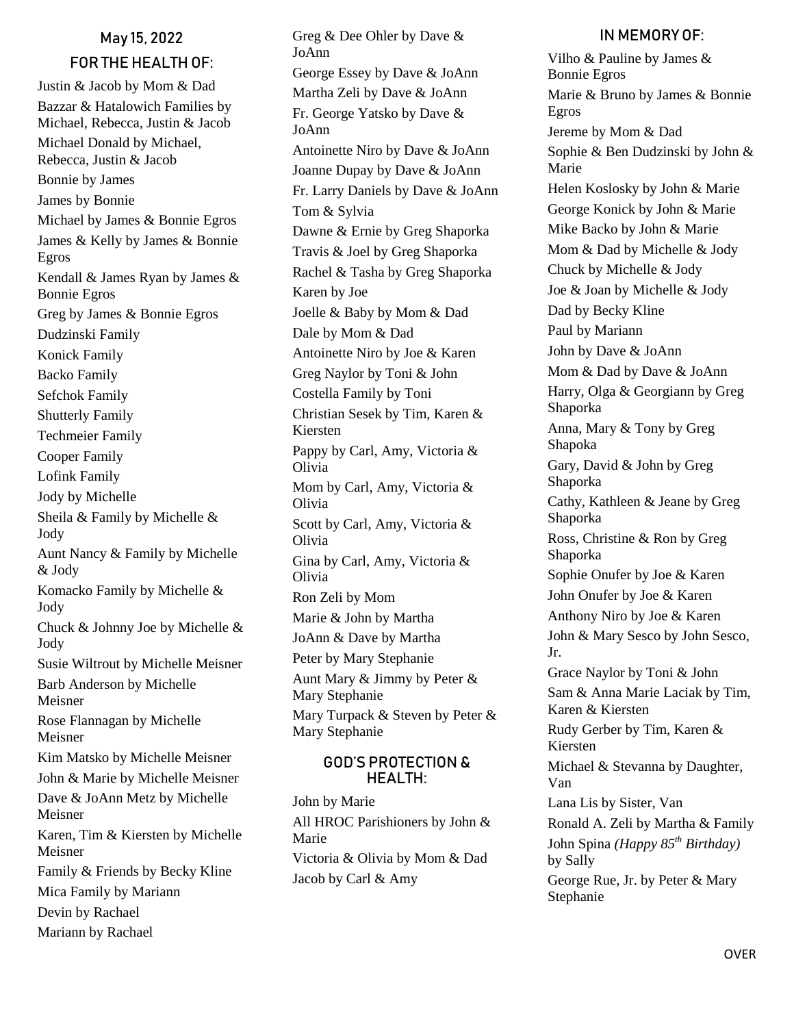## May 15, 2022

### FOR THE HEALTH OF:

Justin & Jacob by Mom & Dad
Bazzar & Hatalowich Families by Michael, Rebecca, Justin & Jacob
Michael Donald by Michael, Rebecca, Justin & Jacob
Bonnie by James
James by Bonnie
Michael by James & Bonnie Egros
James & Kelly by James & Bonnie Egros
Kendall & James Ryan by James & Bonnie Egros
Greg by James & Bonnie Egros
Dudzinski Family
Konick Family
Backo Family
Sefchok Family
Shutterly Family
Techmeier Family
Cooper Family
Lofink Family
Jody by Michelle
Sheila & Family by Michelle & Jody
Aunt Nancy & Family by Michelle & Jody
Komacko Family by Michelle & Jody
Chuck & Johnny Joe by Michelle & Jody
Susie Wiltrout by Michelle Meisner
Barb Anderson by Michelle Meisner
Rose Flannagan by Michelle Meisner
Kim Matsko by Michelle Meisner
John & Marie by Michelle Meisner
Dave & JoAnn Metz by Michelle Meisner
Karen, Tim & Kiersten by Michelle Meisner
Family & Friends by Becky Kline
Mica Family by Mariann
Devin by Rachael
Mariann by Rachael
Greg & Dee Ohler by Dave & JoAnn
George Essey by Dave & JoAnn
Martha Zeli by Dave & JoAnn
Fr. George Yatsko by Dave & JoAnn
Antoinette Niro by Dave & JoAnn
Joanne Dupay by Dave & JoAnn
Fr. Larry Daniels by Dave & JoAnn
Tom & Sylvia
Dawne & Ernie by Greg Shaporka
Travis & Joel by Greg Shaporka
Rachel & Tasha by Greg Shaporka
Karen by Joe
Joelle & Baby by Mom & Dad
Dale by Mom & Dad
Antoinette Niro by Joe & Karen
Greg Naylor by Toni & John
Costella Family by Toni
Christian Sesek by Tim, Karen & Kiersten
Pappy by Carl, Amy, Victoria & Olivia
Mom by Carl, Amy, Victoria & Olivia
Scott by Carl, Amy, Victoria & Olivia
Gina by Carl, Amy, Victoria & Olivia
Ron Zeli by Mom
Marie & John by Martha
JoAnn & Dave by Martha
Peter by Mary Stephanie
Aunt Mary & Jimmy by Peter & Mary Stephanie
Mary Turpack & Steven by Peter & Mary Stephanie

### GOD'S PROTECTION & HEALTH:

John by Marie
All HROC Parishioners by John & Marie
Victoria & Olivia by Mom & Dad
Jacob by Carl & Amy

### IN MEMORY OF:

Vilho & Pauline by James & Bonnie Egros
Marie & Bruno by James & Bonnie Egros
Jereme by Mom & Dad
Sophie & Ben Dudzinski by John & Marie
Helen Koslosky by John & Marie
George Konick by John & Marie
Mike Backo by John & Marie
Mom & Dad by Michelle & Jody
Chuck by Michelle & Jody
Joe & Joan by Michelle & Jody
Dad by Becky Kline
Paul by Mariann
John by Dave & JoAnn
Mom & Dad by Dave & JoAnn
Harry, Olga & Georgiann by Greg Shaporka
Anna, Mary & Tony by Greg Shapoka
Gary, David & John by Greg Shaporka
Cathy, Kathleen & Jeane by Greg Shaporka
Ross, Christine & Ron by Greg Shaporka
Sophie Onufer by Joe & Karen
John Onufer by Joe & Karen
Anthony Niro by Joe & Karen
John & Mary Sesco by John Sesco, Jr.
Grace Naylor by Toni & John
Sam & Anna Marie Laciak by Tim, Karen & Kiersten
Rudy Gerber by Tim, Karen & Kiersten
Michael & Stevanna by Daughter, Van
Lana Lis by Sister, Van
Ronald A. Zeli by Martha & Family
John Spina *(Happy 85th Birthday)* by Sally
George Rue, Jr. by Peter & Mary Stephanie

OVER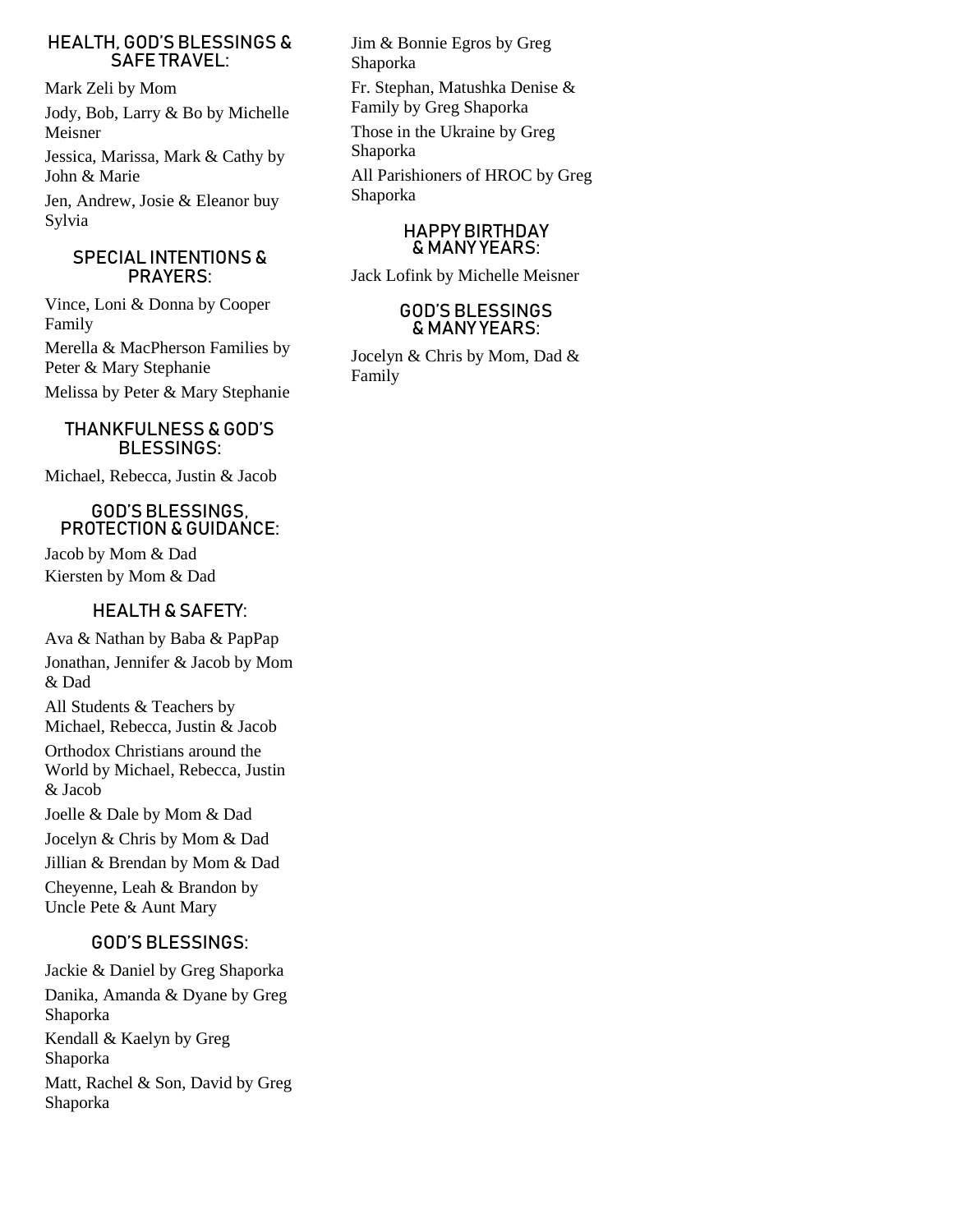## HEALTH, GOD'S BLESSINGS & SAFE TRAVEL:

Mark Zeli by Mom

Jody, Bob, Larry & Bo by Michelle Meisner

Jessica, Marissa, Mark & Cathy by John & Marie

Jen, Andrew, Josie & Eleanor buy Sylvia

## SPECIAL INTENTIONS & PRAYERS:

Vince, Loni & Donna by Cooper Family

Merella & MacPherson Families by Peter & Mary Stephanie

Melissa by Peter & Mary Stephanie

## THANKFULNESS & GOD'S BLESSINGS:

Michael, Rebecca, Justin & Jacob

## GOD'S BLESSINGS, PROTECTION & GUIDANCE:

Jacob by Mom & Dad

Kiersten by Mom & Dad

## HEALTH & SAFETY:

Ava & Nathan by Baba & PapPap

Jonathan, Jennifer & Jacob by Mom & Dad

All Students & Teachers by Michael, Rebecca, Justin & Jacob

Orthodox Christians around the World by Michael, Rebecca, Justin & Jacob

Joelle & Dale by Mom & Dad

Jocelyn & Chris by Mom & Dad

Jillian & Brendan by Mom & Dad

Cheyenne, Leah & Brandon by Uncle Pete & Aunt Mary

## GOD'S BLESSINGS:

Jackie & Daniel by Greg Shaporka

Danika, Amanda & Dyane by Greg Shaporka

Kendall & Kaelyn by Greg Shaporka

Matt, Rachel & Son, David by Greg Shaporka

Jim & Bonnie Egros by Greg Shaporka

Fr. Stephan, Matushka Denise & Family by Greg Shaporka

Those in the Ukraine by Greg Shaporka

All Parishioners of HROC by Greg Shaporka

## HAPPY BIRTHDAY & MANY YEARS:

Jack Lofink by Michelle Meisner

## GOD'S BLESSINGS & MANY YEARS:

Jocelyn & Chris by Mom, Dad & Family